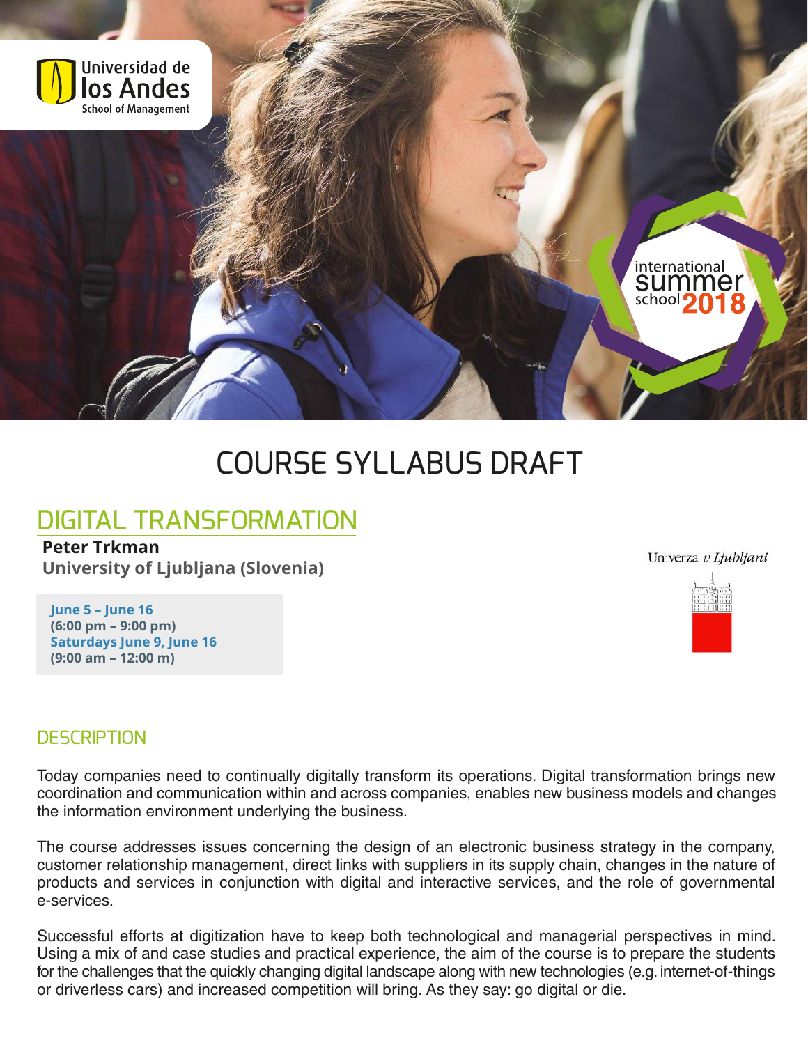Universidad de los Andes
School of Management

international summer school 2018

# COURSE SYLLABUS DRAFT

## DIGITAL TRANSFORMATION

**Peter Trkman**
**University of Ljubljana (Slovenia)**

Univerza v Ljubljani

**June 5 – June 16**
**(6:00 pm – 9:00 pm)**
**Saturdays June 9, June 16**
**(9:00 am – 12:00 m)**

### DESCRIPTION

Today companies need to continually digitally transform its operations. Digital transformation brings new coordination and communication within and across companies, enables new business models and changes the information environment underlying the business.

The course addresses issues concerning the design of an electronic business strategy in the company, customer relationship management, direct links with suppliers in its supply chain, changes in the nature of products and services in conjunction with digital and interactive services, and the role of governmental e-services.

Successful efforts at digitization have to keep both technological and managerial perspectives in mind. Using a mix of and case studies and practical experience, the aim of the course is to prepare the students for the challenges that the quickly changing digital landscape along with new technologies (e.g. internet-of-things or driverless cars) and increased competition will bring. As they say: go digital or die.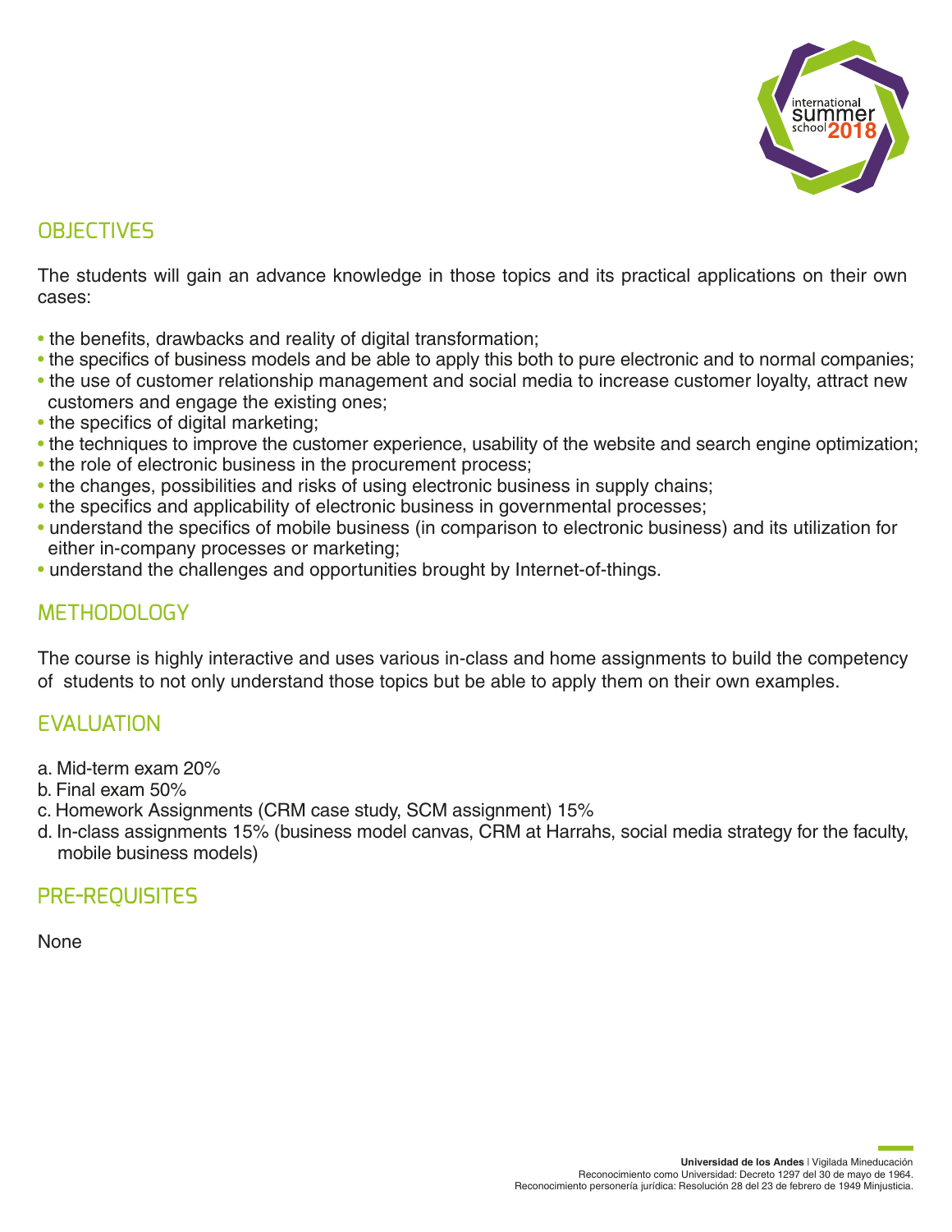## OBJECTIVES

The students will gain an advance knowledge in those topics and its practical applications on their own cases:

- the benefits, drawbacks and reality of digital transformation;
- the specifics of business models and be able to apply this both to pure electronic and to normal companies;
- the use of customer relationship management and social media to increase customer loyalty, attract new customers and engage the existing ones;
- the specifics of digital marketing;
- the techniques to improve the customer experience, usability of the website and search engine optimization;
- the role of electronic business in the procurement process;
- the changes, possibilities and risks of using electronic business in supply chains;
- the specifics and applicability of electronic business in governmental processes;
- understand the specifics of mobile business (in comparison to electronic business) and its utilization for either in-company processes or marketing;
- understand the challenges and opportunities brought by Internet-of-things.

## METHODOLOGY

The course is highly interactive and uses various in-class and home assignments to build the competency of students to not only understand those topics but be able to apply them on their own examples.

## EVALUATION

a. Mid-term exam 20%
b. Final exam 50%
c. Homework Assignments (CRM case study, SCM assignment) 15%
d. In-class assignments 15% (business model canvas, CRM at Harrahs, social media strategy for the faculty, mobile business models)

## PRE-REQUISITES

None